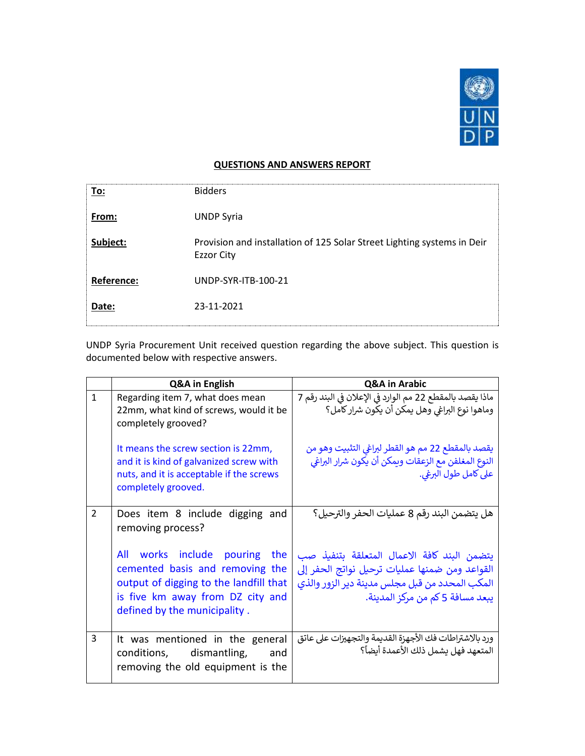# QUESTIONS AND ANSWERS REPORT

| | |
|---|---|
| **To:** | Bidders |
| **From:** | UNDP Syria |
| **Subject:** | Provision and installation of 125 Solar Street Lighting systems in Deir Ezzor City |
| **Reference:** | UNDP-SYR-ITB-100-21 |
| **Date:** | 23-11-2021 |

UNDP Syria Procurement Unit received question regarding the above subject. This question is documented below with respective answers.

| | Q&A in English | Q&A in Arabic |
|---|---|---|
| 1 | Regarding item 7, what does mean 22mm, what kind of screws, would it be completely grooved?<br><br>It means the screw section is 22mm, and it is kind of galvanized screw with nuts, and it is acceptable if the screws completely grooved. | ماذا يقصد بالمقطع 22 مم الوارد في الإعلان في البند رقم 7 وماهوا نوع البراغي وهل يمكن أن يكون شرار كامل؟<br><br>يقصد بالمقطع 22 مم هو القطر لبراغي التثبيت وهو من النوع المغلفن مع الزعقات ويمكن أن يكون شرار البراغي على كامل طول البرغي. |
| 2 | Does item 8 include digging and removing process?<br><br>All works include pouring the cemented basis and removing the output of digging to the landfill that is five km away from DZ city and defined by the municipality . | هل يتضمن البند رقم 8 عمليات الحفر والترحيل؟<br><br>يتضمن البند كافة الاعمال المتعلقة بتنفيذ صب القواعد ومن ضمنها عمليات ترحيل نواتج الحفر إلى المكب المحدد من قبل مجلس مدينة دير الزور والذي يبعد مسافة 5 كم من مركز المدينة. |
| 3 | It was mentioned in the general conditions, dismantling, and removing the old equipment is the | ورد بالاشتراطات فك الأجهزة القديمة والتجهيزات على عاتق المتعهد فهل يشمل ذلك الأعمدة أيضاً؟ |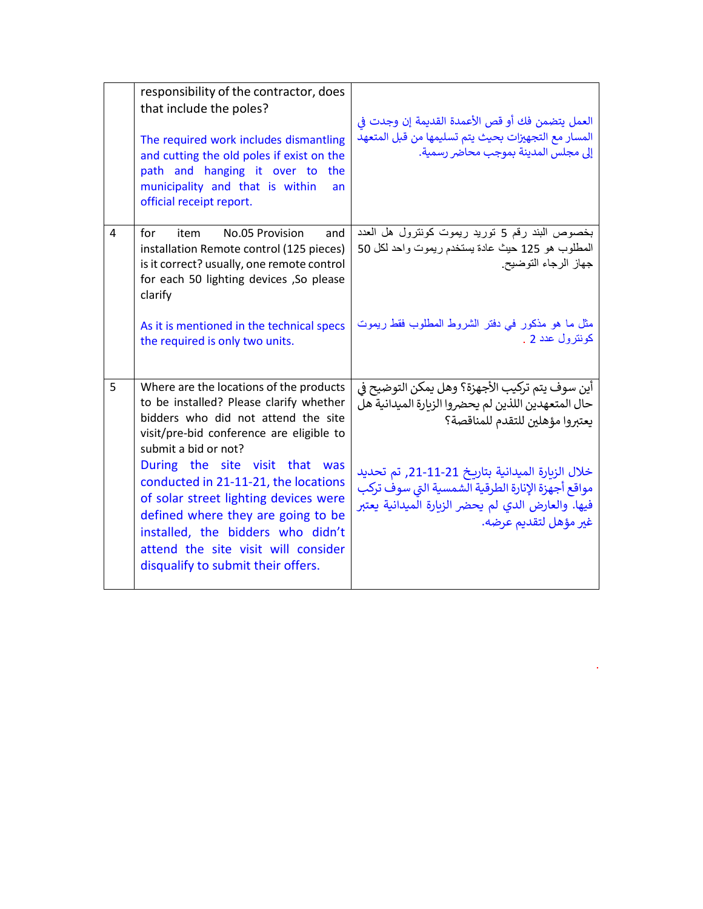| | | |
|---|---|---|
| | responsibility of the contractor, does that include the poles?<br><br>The required work includes dismantling and cutting the old poles if exist on the path and hanging it over to the municipality and that is within an official receipt report. | العمل يتضمن فك أو قص الأعمدة القديمة إن وجدت في المسار مع التجهيزات بحيث يتم تسليمها من قبل المتعهد إلى مجلس المدينة بموجب محاضر رسمية. |
| 4 | for item No.05 Provision and installation Remote control (125 pieces) is it correct? usually, one remote control for each 50 lighting devices ,So please clarify<br><br>As it is mentioned in the technical specs the required is only two units. | بخصوص البند رقم 5 توريد ريموت كونترول هل العدد المطلوب هو 125 حيث عادة يستخدم ريموت واحد لكل 50 جهاز الرجاء التوضيح.<br><br>مثل ما هو مذكور في دفتر الشروط المطلوب فقط ريموت كونترول عدد 2 . |
| 5 | Where are the locations of the products to be installed? Please clarify whether bidders who did not attend the site visit/pre-bid conference are eligible to submit a bid or not?<br>During the site visit that was conducted in 21-11-21, the locations of solar street lighting devices were defined where they are going to be installed, the bidders who didn't attend the site visit will consider disqualify to submit their offers. | أين سوف يتم تركيب الأجهزة؟ وهل يمكن التوضيح في حال المتعهدين اللذين لم يحضروا الزيارة الميدانية هل يعتبروا مؤهلين للتقدم للمناقصة؟<br><br>خلال الزيارة الميدانية بتاريخ 21-11-21, تم تحديد مواقع أجهزة الإنارة الطرقية الشمسية التي سوف تركب فيها. والعارض الدي لم يحضر الزيارة الميدانية يعتبر غير مؤهل لتقديم عرضه. |